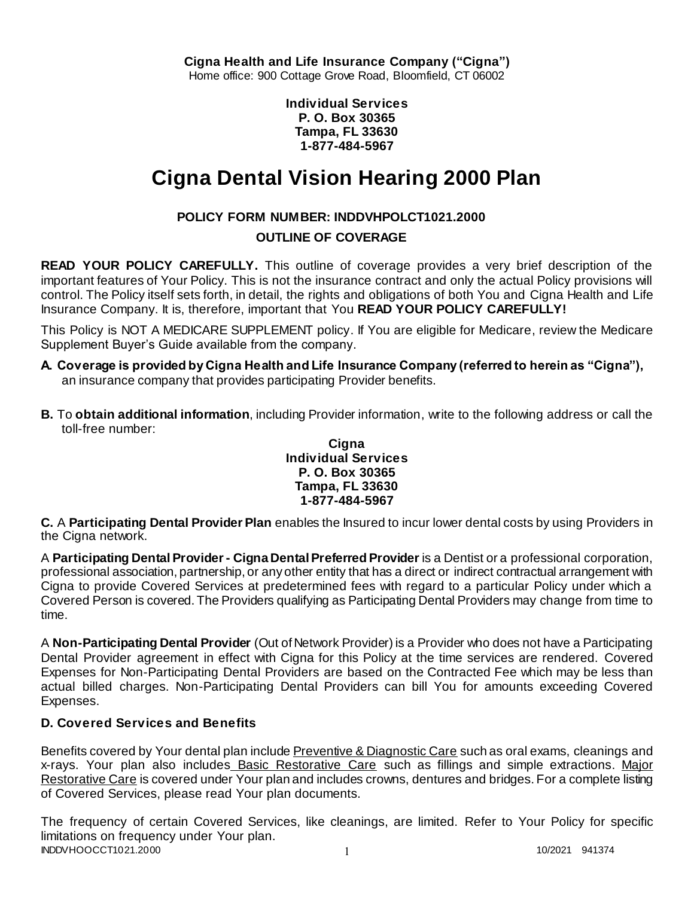**Cigna Health and Life Insurance Company ("Cigna")**
Home office: 900 Cottage Grove Road, Bloomfield, CT 06002

**Individual Services**
**P. O. Box 30365**
**Tampa, FL 33630**
**1-877-484-5967**

# Cigna Dental Vision Hearing 2000 Plan

**POLICY FORM NUMBER: INDDVHPOLCT1021.2000**

**OUTLINE OF COVERAGE**

**READ YOUR POLICY CAREFULLY.** This outline of coverage provides a very brief description of the important features of Your Policy. This is not the insurance contract and only the actual Policy provisions will control. The Policy itself sets forth, in detail, the rights and obligations of both You and Cigna Health and Life Insurance Company. It is, therefore, important that You **READ YOUR POLICY CAREFULLY!**

This Policy is NOT A MEDICARE SUPPLEMENT policy. If You are eligible for Medicare, review the Medicare Supplement Buyer's Guide available from the company.

**A. Coverage is provided by Cigna Health and Life Insurance Company (referred to herein as "Cigna"),** an insurance company that provides participating Provider benefits.

**B.** To **obtain additional information**, including Provider information, write to the following address or call the toll-free number:

**Cigna**
**Individual Services**
**P. O. Box 30365**
**Tampa, FL 33630**
**1-877-484-5967**

**C.** A **Participating Dental Provider Plan** enables the Insured to incur lower dental costs by using Providers in the Cigna network.

A **Participating Dental Provider - Cigna Dental Preferred Provider** is a Dentist or a professional corporation, professional association, partnership, or any other entity that has a direct or indirect contractual arrangement with Cigna to provide Covered Services at predetermined fees with regard to a particular Policy under which a Covered Person is covered. The Providers qualifying as Participating Dental Providers may change from time to time.

A **Non-Participating Dental Provider** (Out of Network Provider) is a Provider who does not have a Participating Dental Provider agreement in effect with Cigna for this Policy at the time services are rendered. Covered Expenses for Non-Participating Dental Providers are based on the Contracted Fee which may be less than actual billed charges. Non-Participating Dental Providers can bill You for amounts exceeding Covered Expenses.

### D. Covered Services and Benefits

Benefits covered by Your dental plan include Preventive & Diagnostic Care such as oral exams, cleanings and x-rays. Your plan also includes Basic Restorative Care such as fillings and simple extractions. Major Restorative Care is covered under Your plan and includes crowns, dentures and bridges. For a complete listing of Covered Services, please read Your plan documents.

The frequency of certain Covered Services, like cleanings, are limited. Refer to Your Policy for specific limitations on frequency under Your plan.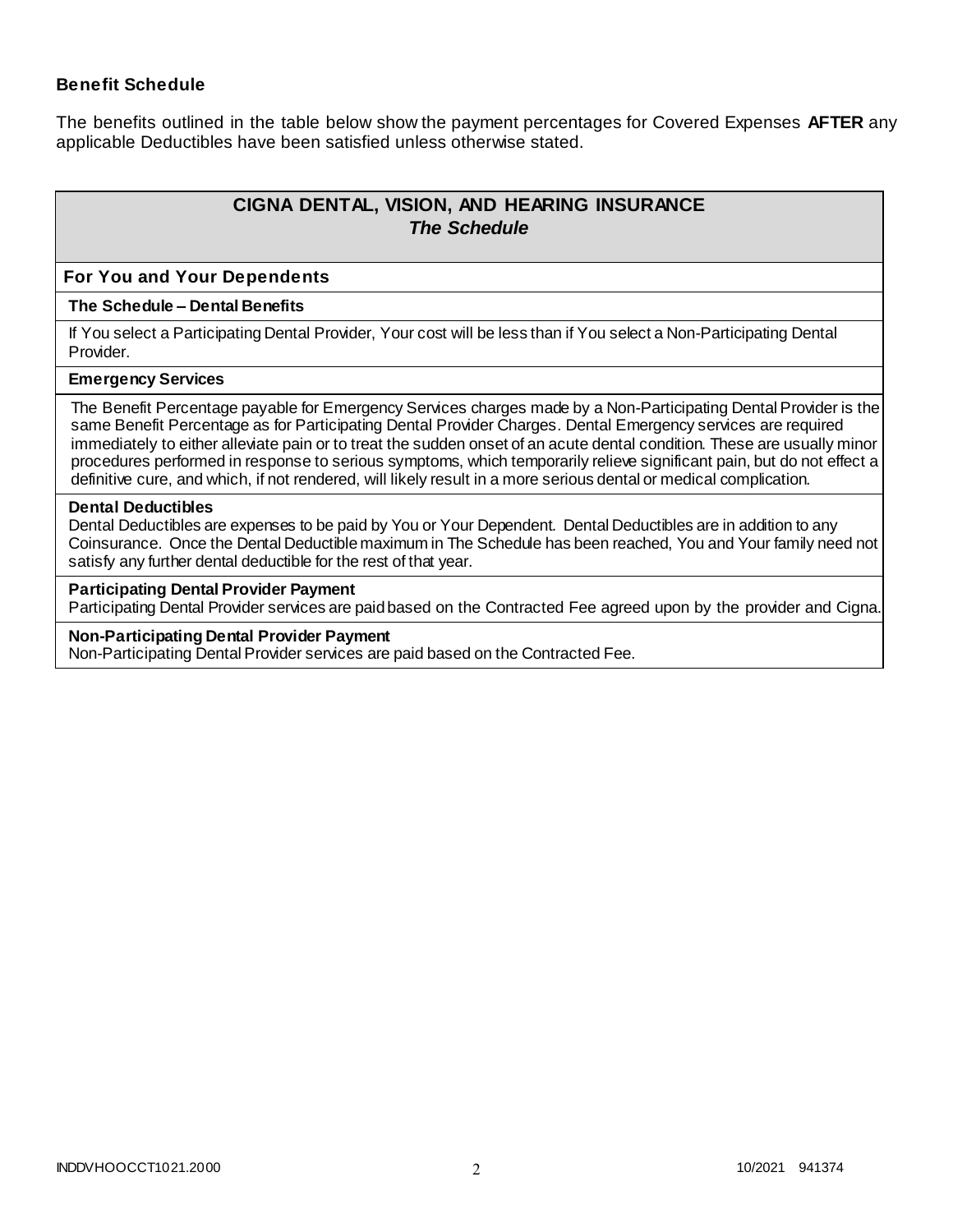### Benefit Schedule

The benefits outlined in the table below show the payment percentages for Covered Expenses **AFTER** any applicable Deductibles have been satisfied unless otherwise stated.

## CIGNA DENTAL, VISION, AND HEARING INSURANCE
### *The Schedule*

**For You and Your Dependents**

**The Schedule – Dental Benefits**

If You select a Participating Dental Provider, Your cost will be less than if You select a Non-Participating Dental Provider.

**Emergency Services**

The Benefit Percentage payable for Emergency Services charges made by a Non-Participating Dental Provider is the same Benefit Percentage as for Participating Dental Provider Charges. Dental Emergency services are required immediately to either alleviate pain or to treat the sudden onset of an acute dental condition. These are usually minor procedures performed in response to serious symptoms, which temporarily relieve significant pain, but do not effect a definitive cure, and which, if not rendered, will likely result in a more serious dental or medical complication.

**Dental Deductibles**

Dental Deductibles are expenses to be paid by You or Your Dependent. Dental Deductibles are in addition to any Coinsurance. Once the Dental Deductible maximum in The Schedule has been reached, You and Your family need not satisfy any further dental deductible for the rest of that year.

**Participating Dental Provider Payment**

Participating Dental Provider services are paid based on the Contracted Fee agreed upon by the provider and Cigna.

**Non-Participating Dental Provider Payment**

Non-Participating Dental Provider services are paid based on the Contracted Fee.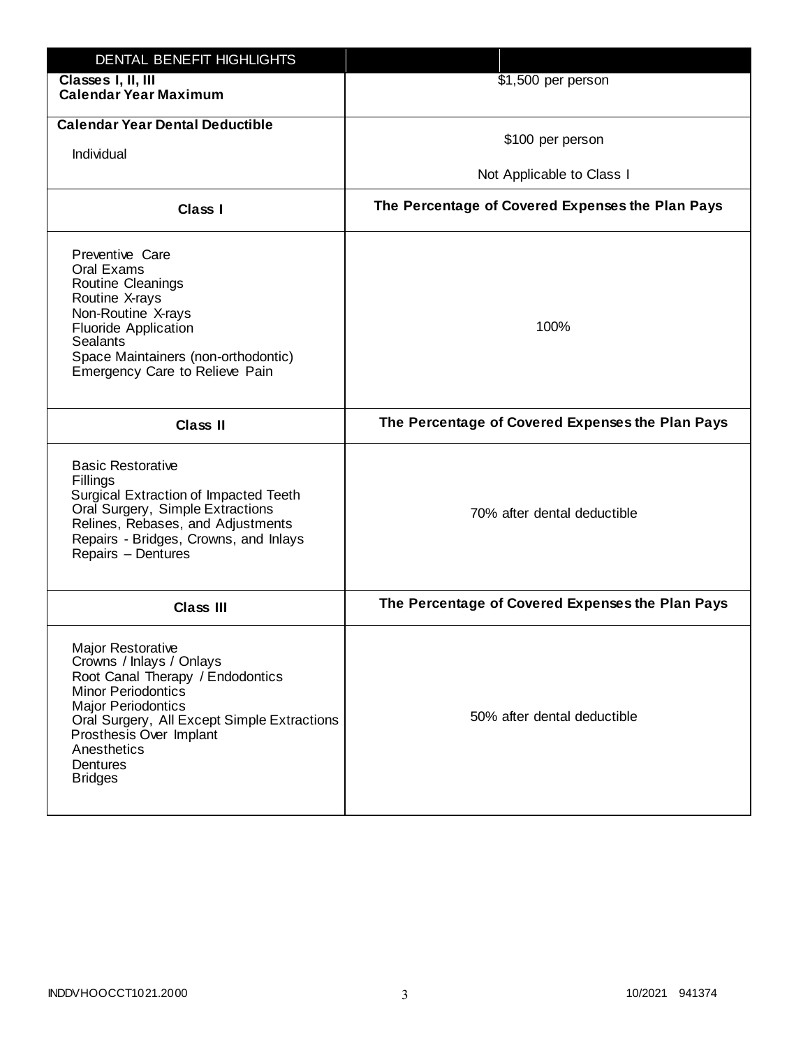| DENTAL BENEFIT HIGHLIGHTS | |
|---|---|
| **Classes I, II, III**<br>**Calendar Year Maximum** | $1,500 per person |
| **Calendar Year Dental Deductible**<br>Individual | $100 per person<br>Not Applicable to Class I |
| **Class I** | **The Percentage of Covered Expenses the Plan Pays** |
| Preventive Care<br>Oral Exams<br>Routine Cleanings<br>Routine X-rays<br>Non-Routine X-rays<br>Fluoride Application<br>Sealants<br>Space Maintainers (non-orthodontic)<br>Emergency Care to Relieve Pain | 100% |
| **Class II** | **The Percentage of Covered Expenses the Plan Pays** |
| Basic Restorative<br>Fillings<br>Surgical Extraction of Impacted Teeth<br>Oral Surgery, Simple Extractions<br>Relines, Rebases, and Adjustments<br>Repairs - Bridges, Crowns, and Inlays<br>Repairs – Dentures | 70% after dental deductible |
| **Class III** | **The Percentage of Covered Expenses the Plan Pays** |
| Major Restorative<br>Crowns / Inlays / Onlays<br>Root Canal Therapy / Endodontics<br>Minor Periodontics<br>Major Periodontics<br>Oral Surgery, All Except Simple Extractions<br>Prosthesis Over Implant<br>Anesthetics<br>Dentures<br>Bridges | 50% after dental deductible |

INDDVHOOCCT1021.2000 10/2021 941374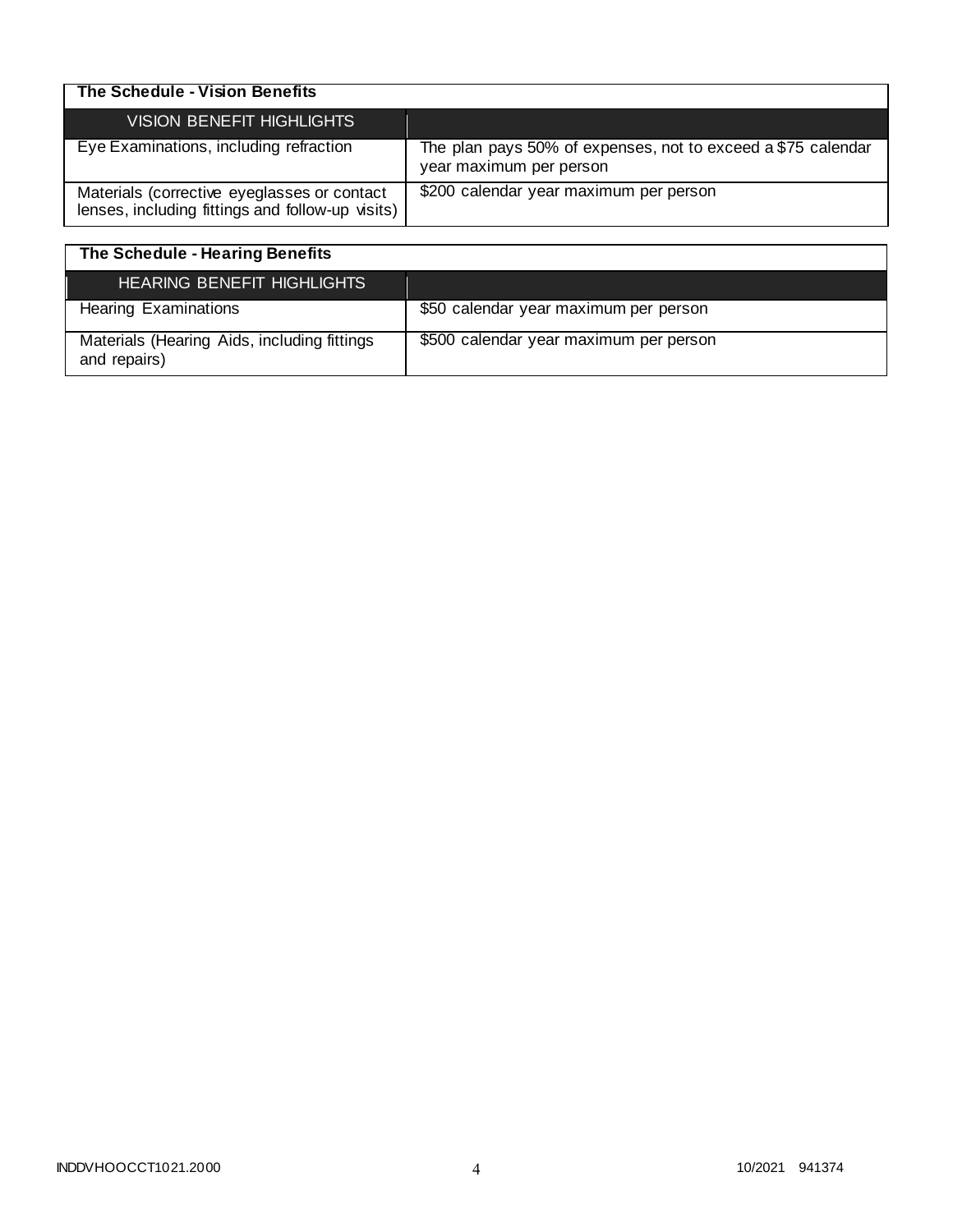| The Schedule - Vision Benefits | |
|---|---|
| VISION BENEFIT HIGHLIGHTS | |
| Eye Examinations, including refraction | The plan pays 50% of expenses, not to exceed a $75 calendar year maximum per person |
| Materials (corrective eyeglasses or contact lenses, including fittings and follow-up visits) | $200 calendar year maximum per person |

| The Schedule - Hearing Benefits | |
|---|---|
| HEARING BENEFIT HIGHLIGHTS | |
| Hearing Examinations | $50 calendar year maximum per person |
| Materials (Hearing Aids, including fittings and repairs) | $500 calendar year maximum per person |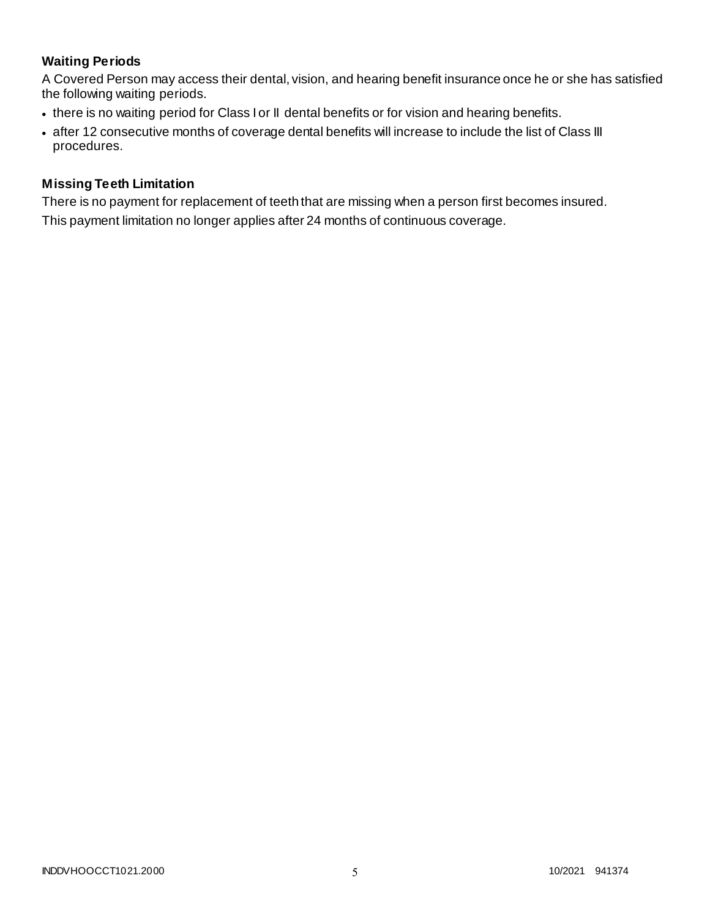### Waiting Periods

A Covered Person may access their dental, vision, and hearing benefit insurance once he or she has satisfied the following waiting periods.

- there is no waiting period for Class I or II dental benefits or for vision and hearing benefits.
- after 12 consecutive months of coverage dental benefits will increase to include the list of Class III procedures.

### Missing Teeth Limitation

There is no payment for replacement of teeth that are missing when a person first becomes insured.

This payment limitation no longer applies after 24 months of continuous coverage.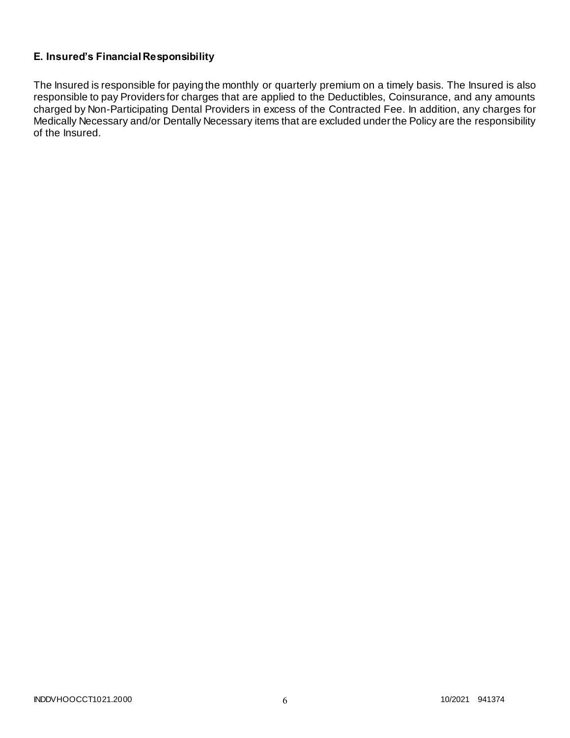### E. Insured's Financial Responsibility

The Insured is responsible for paying the monthly or quarterly premium on a timely basis. The Insured is also responsible to pay Providers for charges that are applied to the Deductibles, Coinsurance, and any amounts charged by Non-Participating Dental Providers in excess of the Contracted Fee. In addition, any charges for Medically Necessary and/or Dentally Necessary items that are excluded under the Policy are the responsibility of the Insured.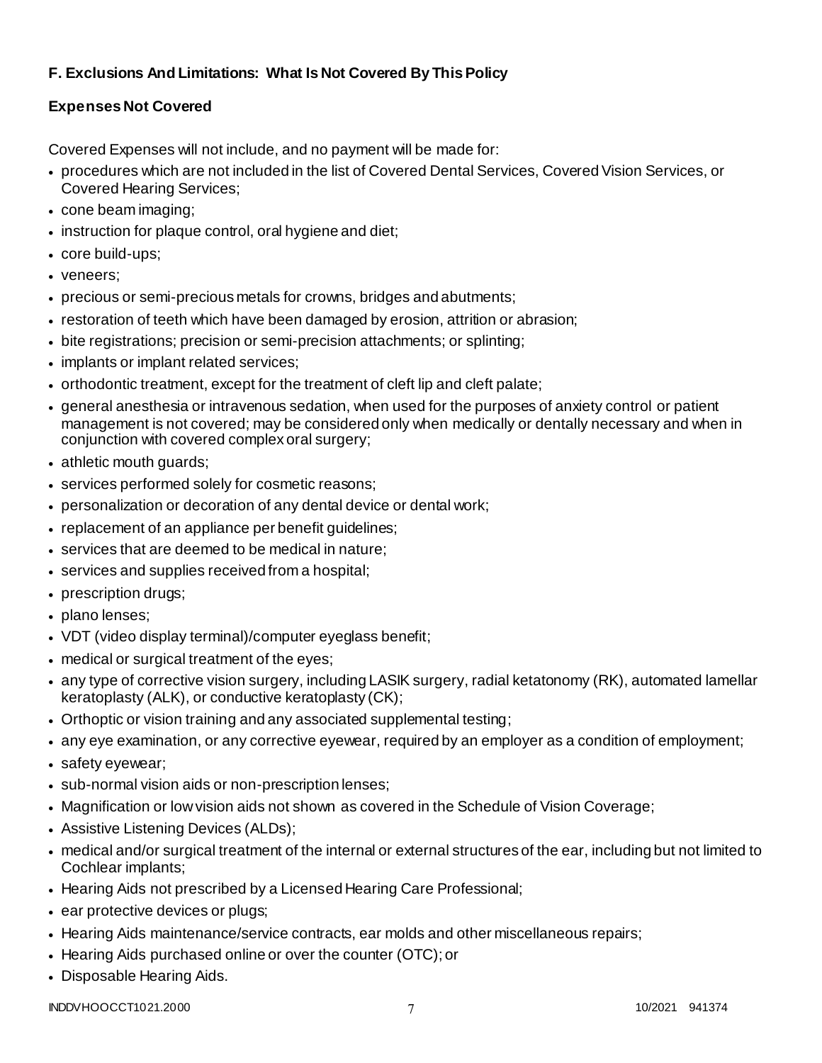### F. Exclusions And Limitations: What Is Not Covered By This Policy

**Expenses Not Covered**

Covered Expenses will not include, and no payment will be made for:

- procedures which are not included in the list of Covered Dental Services, Covered Vision Services, or Covered Hearing Services;
- cone beam imaging;
- instruction for plaque control, oral hygiene and diet;
- core build-ups;
- veneers;
- precious or semi-precious metals for crowns, bridges and abutments;
- restoration of teeth which have been damaged by erosion, attrition or abrasion;
- bite registrations; precision or semi-precision attachments; or splinting;
- implants or implant related services;
- orthodontic treatment, except for the treatment of cleft lip and cleft palate;
- general anesthesia or intravenous sedation, when used for the purposes of anxiety control or patient management is not covered; may be considered only when medically or dentally necessary and when in conjunction with covered complex oral surgery;
- athletic mouth guards;
- services performed solely for cosmetic reasons;
- personalization or decoration of any dental device or dental work;
- replacement of an appliance per benefit guidelines;
- services that are deemed to be medical in nature;
- services and supplies received from a hospital;
- prescription drugs;
- plano lenses;
- VDT (video display terminal)/computer eyeglass benefit;
- medical or surgical treatment of the eyes;
- any type of corrective vision surgery, including LASIK surgery, radial ketatonomy (RK), automated lamellar keratoplasty (ALK), or conductive keratoplasty (CK);
- Orthoptic or vision training and any associated supplemental testing;
- any eye examination, or any corrective eyewear, required by an employer as a condition of employment;
- safety eyewear;
- sub-normal vision aids or non-prescription lenses;
- Magnification or low vision aids not shown as covered in the Schedule of Vision Coverage;
- Assistive Listening Devices (ALDs);
- medical and/or surgical treatment of the internal or external structures of the ear, including but not limited to Cochlear implants;
- Hearing Aids not prescribed by a Licensed Hearing Care Professional;
- ear protective devices or plugs;
- Hearing Aids maintenance/service contracts, ear molds and other miscellaneous repairs;
- Hearing Aids purchased online or over the counter (OTC); or
- Disposable Hearing Aids.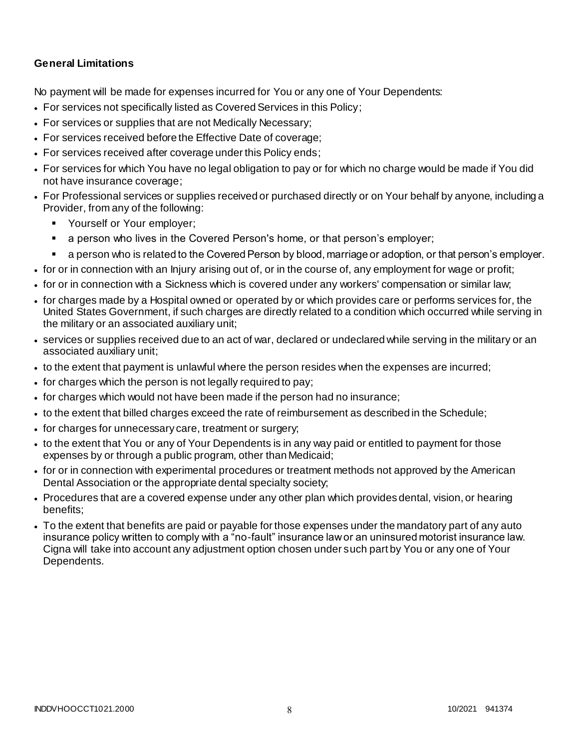**General Limitations**

No payment will be made for expenses incurred for You or any one of Your Dependents:

- For services not specifically listed as Covered Services in this Policy;
- For services or supplies that are not Medically Necessary;
- For services received before the Effective Date of coverage;
- For services received after coverage under this Policy ends;
- For services for which You have no legal obligation to pay or for which no charge would be made if You did not have insurance coverage;
- For Professional services or supplies received or purchased directly or on Your behalf by anyone, including a Provider, from any of the following:
  - Yourself or Your employer;
  - a person who lives in the Covered Person's home, or that person's employer;
  - a person who is related to the Covered Person by blood, marriage or adoption, or that person's employer.
- for or in connection with an Injury arising out of, or in the course of, any employment for wage or profit;
- for or in connection with a Sickness which is covered under any workers' compensation or similar law;
- for charges made by a Hospital owned or operated by or which provides care or performs services for, the United States Government, if such charges are directly related to a condition which occurred while serving in the military or an associated auxiliary unit;
- services or supplies received due to an act of war, declared or undeclared while serving in the military or an associated auxiliary unit;
- to the extent that payment is unlawful where the person resides when the expenses are incurred;
- for charges which the person is not legally required to pay;
- for charges which would not have been made if the person had no insurance;
- to the extent that billed charges exceed the rate of reimbursement as described in the Schedule;
- for charges for unnecessary care, treatment or surgery;
- to the extent that You or any of Your Dependents is in any way paid or entitled to payment for those expenses by or through a public program, other than Medicaid;
- for or in connection with experimental procedures or treatment methods not approved by the American Dental Association or the appropriate dental specialty society;
- Procedures that are a covered expense under any other plan which provides dental, vision, or hearing benefits;
- To the extent that benefits are paid or payable for those expenses under the mandatory part of any auto insurance policy written to comply with a "no-fault" insurance law or an uninsured motorist insurance law. Cigna will take into account any adjustment option chosen under such part by You or any one of Your Dependents.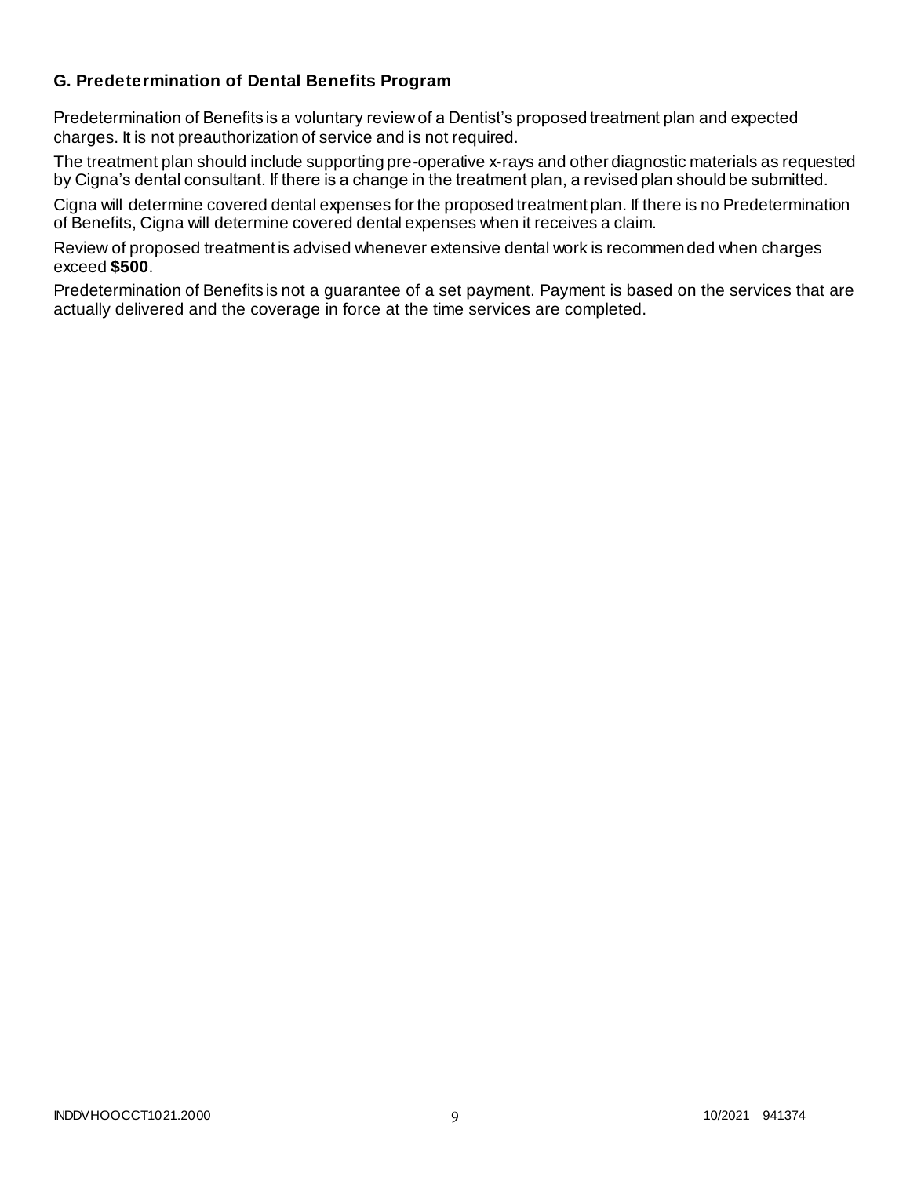### G. Predetermination of Dental Benefits Program

Predetermination of Benefits is a voluntary review of a Dentist's proposed treatment plan and expected charges. It is not preauthorization of service and is not required.

The treatment plan should include supporting pre-operative x-rays and other diagnostic materials as requested by Cigna's dental consultant. If there is a change in the treatment plan, a revised plan should be submitted.

Cigna will determine covered dental expenses for the proposed treatment plan. If there is no Predetermination of Benefits, Cigna will determine covered dental expenses when it receives a claim.

Review of proposed treatment is advised whenever extensive dental work is recommended when charges exceed **$500**.

Predetermination of Benefits is not a guarantee of a set payment. Payment is based on the services that are actually delivered and the coverage in force at the time services are completed.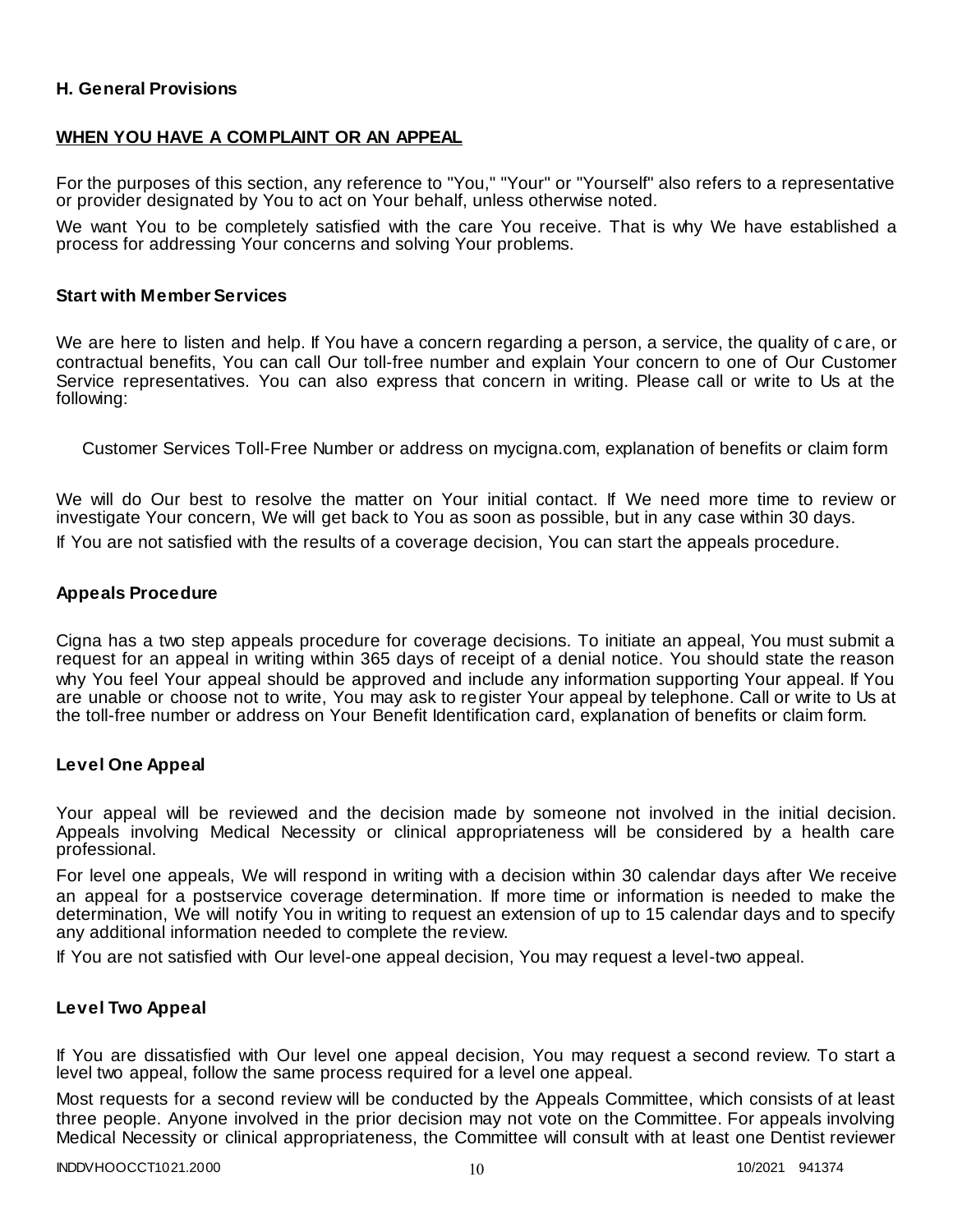## H. General Provisions

### WHEN YOU HAVE A COMPLAINT OR AN APPEAL

For the purposes of this section, any reference to "You," "Your" or "Yourself" also refers to a representative or provider designated by You to act on Your behalf, unless otherwise noted.

We want You to be completely satisfied with the care You receive. That is why We have established a process for addressing Your concerns and solving Your problems.

### Start with Member Services

We are here to listen and help. If You have a concern regarding a person, a service, the quality of care, or contractual benefits, You can call Our toll-free number and explain Your concern to one of Our Customer Service representatives. You can also express that concern in writing. Please call or write to Us at the following:

Customer Services Toll-Free Number or address on mycigna.com, explanation of benefits or claim form

We will do Our best to resolve the matter on Your initial contact. If We need more time to review or investigate Your concern, We will get back to You as soon as possible, but in any case within 30 days.

If You are not satisfied with the results of a coverage decision, You can start the appeals procedure.

### Appeals Procedure

Cigna has a two step appeals procedure for coverage decisions. To initiate an appeal, You must submit a request for an appeal in writing within 365 days of receipt of a denial notice. You should state the reason why You feel Your appeal should be approved and include any information supporting Your appeal. If You are unable or choose not to write, You may ask to register Your appeal by telephone. Call or write to Us at the toll-free number or address on Your Benefit Identification card, explanation of benefits or claim form.

### Level One Appeal

Your appeal will be reviewed and the decision made by someone not involved in the initial decision. Appeals involving Medical Necessity or clinical appropriateness will be considered by a health care professional.

For level one appeals, We will respond in writing with a decision within 30 calendar days after We receive an appeal for a postservice coverage determination. If more time or information is needed to make the determination, We will notify You in writing to request an extension of up to 15 calendar days and to specify any additional information needed to complete the review.

If You are not satisfied with Our level-one appeal decision, You may request a level-two appeal.

### Level Two Appeal

If You are dissatisfied with Our level one appeal decision, You may request a second review. To start a level two appeal, follow the same process required for a level one appeal.

Most requests for a second review will be conducted by the Appeals Committee, which consists of at least three people. Anyone involved in the prior decision may not vote on the Committee. For appeals involving Medical Necessity or clinical appropriateness, the Committee will consult with at least one Dentist reviewer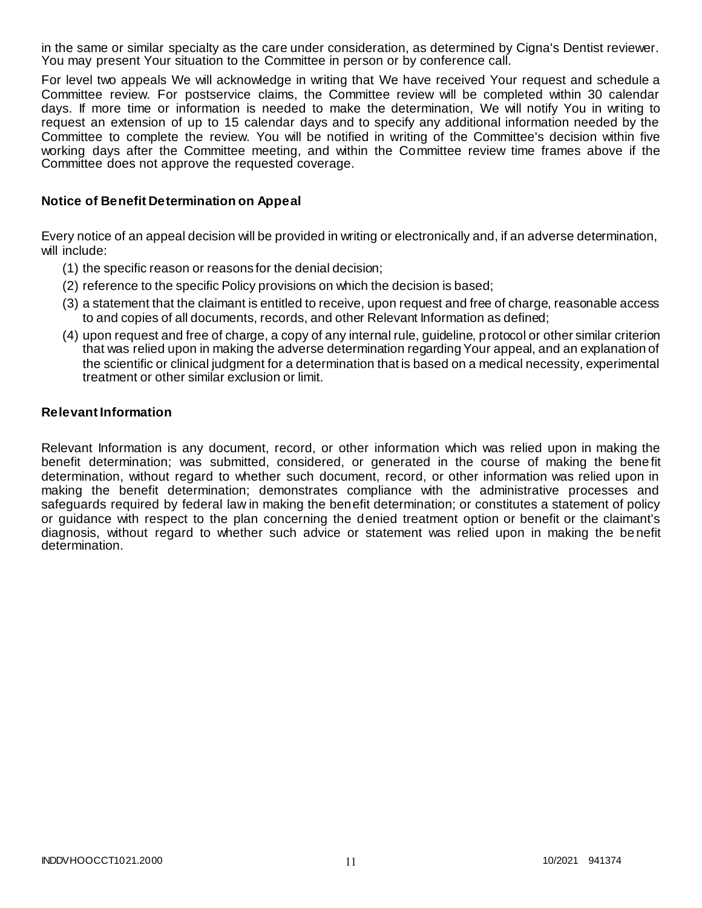in the same or similar specialty as the care under consideration, as determined by Cigna's Dentist reviewer. You may present Your situation to the Committee in person or by conference call.

For level two appeals We will acknowledge in writing that We have received Your request and schedule a Committee review. For postservice claims, the Committee review will be completed within 30 calendar days. If more time or information is needed to make the determination, We will notify You in writing to request an extension of up to 15 calendar days and to specify any additional information needed by the Committee to complete the review. You will be notified in writing of the Committee's decision within five working days after the Committee meeting, and within the Committee review time frames above if the Committee does not approve the requested coverage.

### Notice of Benefit Determination on Appeal

Every notice of an appeal decision will be provided in writing or electronically and, if an adverse determination, will include:

(1) the specific reason or reasons for the denial decision;

(2) reference to the specific Policy provisions on which the decision is based;

(3) a statement that the claimant is entitled to receive, upon request and free of charge, reasonable access to and copies of all documents, records, and other Relevant Information as defined;

(4) upon request and free of charge, a copy of any internal rule, guideline, protocol or other similar criterion that was relied upon in making the adverse determination regarding Your appeal, and an explanation of the scientific or clinical judgment for a determination that is based on a medical necessity, experimental treatment or other similar exclusion or limit.

### Relevant Information

Relevant Information is any document, record, or other information which was relied upon in making the benefit determination; was submitted, considered, or generated in the course of making the benefit determination, without regard to whether such document, record, or other information was relied upon in making the benefit determination; demonstrates compliance with the administrative processes and safeguards required by federal law in making the benefit determination; or constitutes a statement of policy or guidance with respect to the plan concerning the denied treatment option or benefit or the claimant's diagnosis, without regard to whether such advice or statement was relied upon in making the benefit determination.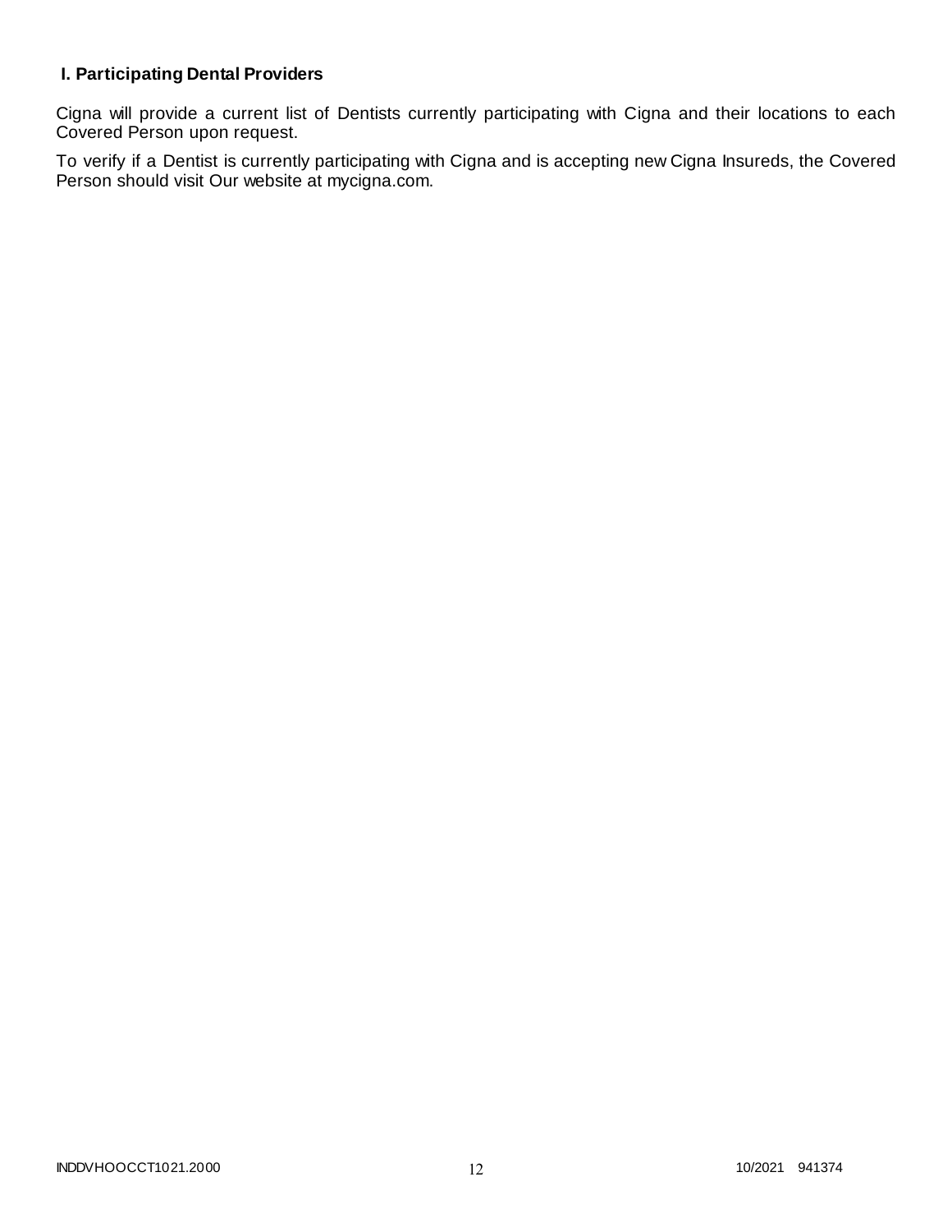### I. Participating Dental Providers

Cigna will provide a current list of Dentists currently participating with Cigna and their locations to each Covered Person upon request.

To verify if a Dentist is currently participating with Cigna and is accepting new Cigna Insureds, the Covered Person should visit Our website at mycigna.com.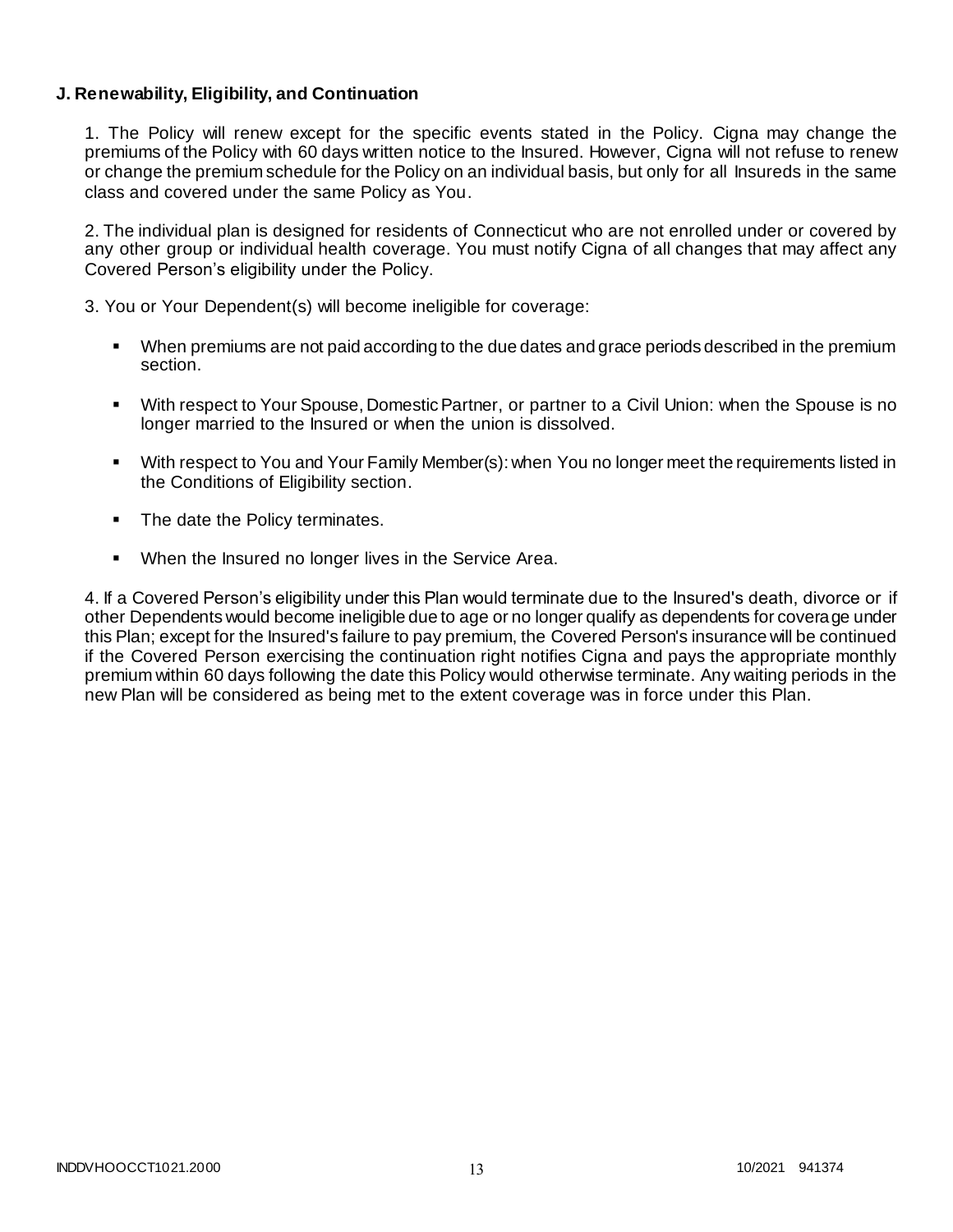**J. Renewability, Eligibility, and Continuation**

1. The Policy will renew except for the specific events stated in the Policy. Cigna may change the premiums of the Policy with 60 days written notice to the Insured. However, Cigna will not refuse to renew or change the premium schedule for the Policy on an individual basis, but only for all Insureds in the same class and covered under the same Policy as You.

2. The individual plan is designed for residents of Connecticut who are not enrolled under or covered by any other group or individual health coverage. You must notify Cigna of all changes that may affect any Covered Person's eligibility under the Policy.

3. You or Your Dependent(s) will become ineligible for coverage:

- When premiums are not paid according to the due dates and grace periods described in the premium section.
- With respect to Your Spouse, Domestic Partner, or partner to a Civil Union: when the Spouse is no longer married to the Insured or when the union is dissolved.
- With respect to You and Your Family Member(s): when You no longer meet the requirements listed in the Conditions of Eligibility section.
- The date the Policy terminates.
- When the Insured no longer lives in the Service Area.

4. If a Covered Person's eligibility under this Plan would terminate due to the Insured's death, divorce or if other Dependents would become ineligible due to age or no longer qualify as dependents for coverage under this Plan; except for the Insured's failure to pay premium, the Covered Person's insurance will be continued if the Covered Person exercising the continuation right notifies Cigna and pays the appropriate monthly premium within 60 days following the date this Policy would otherwise terminate. Any waiting periods in the new Plan will be considered as being met to the extent coverage was in force under this Plan.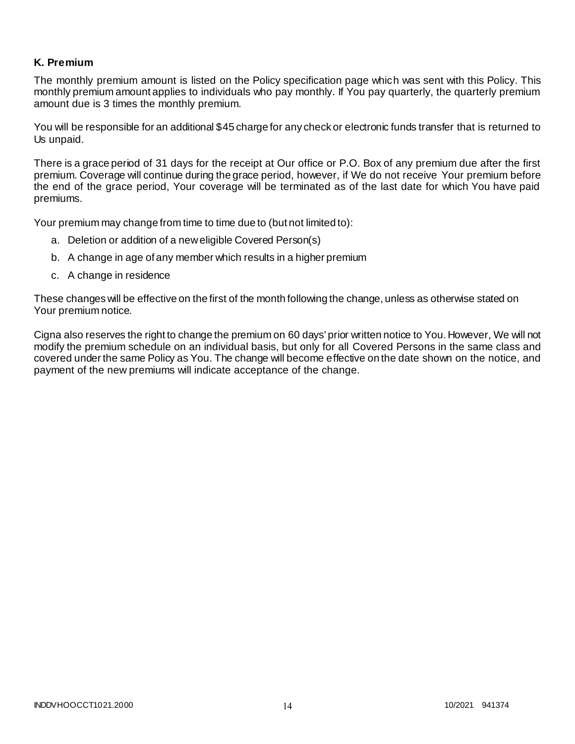### K. Premium

The monthly premium amount is listed on the Policy specification page which was sent with this Policy. This monthly premium amount applies to individuals who pay monthly. If You pay quarterly, the quarterly premium amount due is 3 times the monthly premium.

You will be responsible for an additional $45 charge for any check or electronic funds transfer that is returned to Us unpaid.

There is a grace period of 31 days for the receipt at Our office or P.O. Box of any premium due after the first premium. Coverage will continue during the grace period, however, if We do not receive Your premium before the end of the grace period, Your coverage will be terminated as of the last date for which You have paid premiums.

Your premium may change from time to time due to (but not limited to):

a. Deletion or addition of a new eligible Covered Person(s)
b. A change in age of any member which results in a higher premium
c. A change in residence

These changes will be effective on the first of the month following the change, unless as otherwise stated on Your premium notice.

Cigna also reserves the right to change the premium on 60 days' prior written notice to You. However, We will not modify the premium schedule on an individual basis, but only for all Covered Persons in the same class and covered under the same Policy as You. The change will become effective on the date shown on the notice, and payment of the new premiums will indicate acceptance of the change.